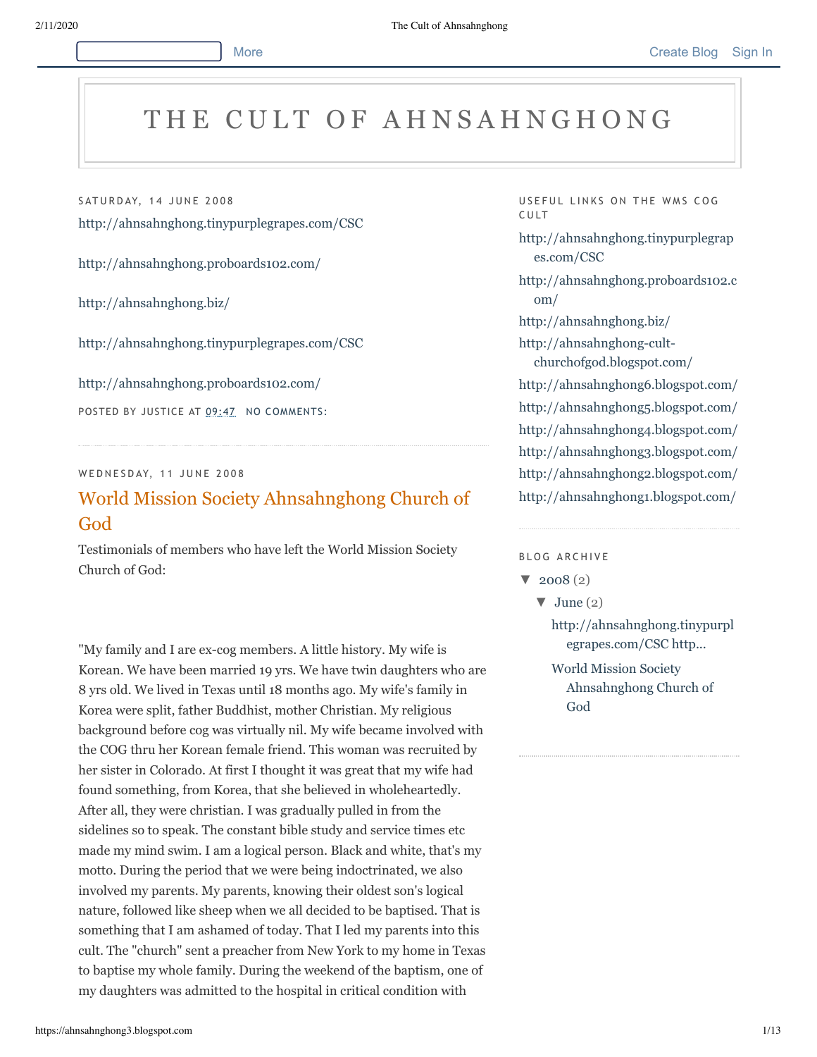# THE CULT OF AHNSAHNGHONG

SATURDAY, 14 JUNE 2008

http://ahnsahnghong.tinypurplegrapes.com/CSC

http://ahnsahnghong.proboards102.com/

http://ahnsahnghong.biz/

http://ahnsahnghong.tinypurplegrapes.com/CSC

http://ahnsahnghong.proboards102.com/

POSTED BY JUSTICE AT 09:47 NO COMMENTS:

---

WEDNESDAY, 11 JUNE 2008

## World Mission Society Ahnsahnghong Church of God

Testimonials of members who have left the World Mission Society Church of God:

"My family and I are ex-cog members. A little history. My wife is Korean. We have been married 19 yrs. We have twin daughters who are 8 yrs old. We lived in Texas until 18 months ago. My wife's family in Korea were split, father Buddhist, mother Christian. My religious background before cog was virtually nil. My wife became involved with the COG thru her Korean female friend. This woman was recruited by her sister in Colorado. At first I thought it was great that my wife had found something, from Korea, that she believed in wholeheartedly. After all, they were christian. I was gradually pulled in from the sidelines so to speak. The constant bible study and service times etc made my mind swim. I am a logical person. Black and white, that's my motto. During the period that we were being indoctrinated, we also involved my parents. My parents, knowing their oldest son's logical nature, followed like sheep when we all decided to be baptised. That is something that I am ashamed of today. That I led my parents into this cult. The "church" sent a preacher from New York to my home in Texas to baptise my whole family. During the weekend of the baptism, one of my daughters was admitted to the hospital in critical condition with

USEFUL LINKS ON THE WMS COG CULT

http://ahnsahnghong.tinypurplegrapes.com/CSC

http://ahnsahnghong.proboards102.com/

http://ahnsahnghong.biz/

http://ahnsahnghong-cult-churchofgod.blogspot.com/

http://ahnsahnghong6.blogspot.com/

http://ahnsahnghong5.blogspot.com/

http://ahnsahnghong4.blogspot.com/

http://ahnsahnghong3.blogspot.com/

http://ahnsahnghong2.blogspot.com/

http://ahnsahnghong1.blogspot.com/

BLOG ARCHIVE

- ▼ 2008 (2)
  - ▼ June (2)
    - http://ahnsahnghong.tinypurplegrapes.com/CSC http...
    - World Mission Society Ahnsahnghong Church of God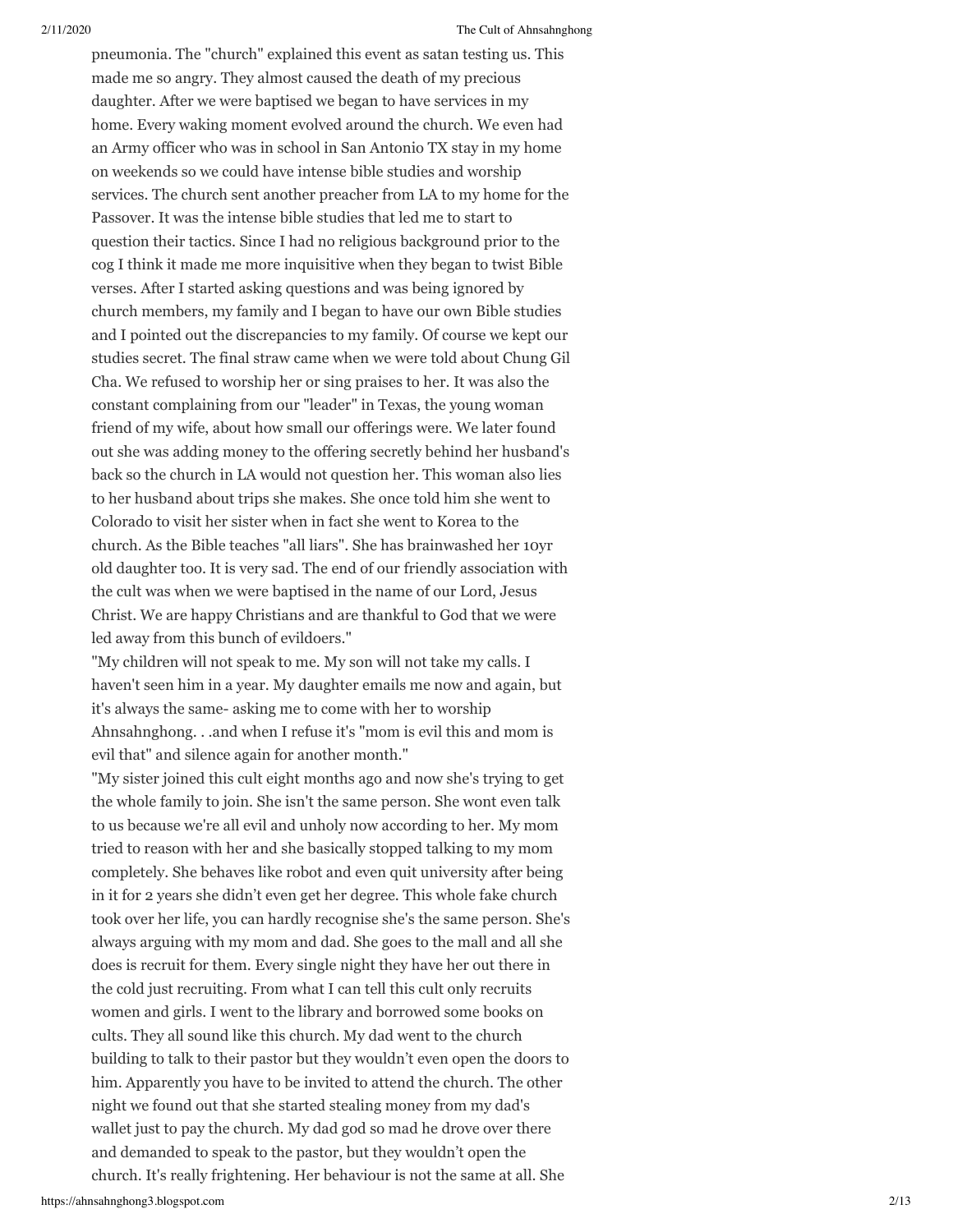pneumonia. The "church" explained this event as satan testing us. This made me so angry. They almost caused the death of my precious daughter. After we were baptised we began to have services in my home. Every waking moment evolved around the church. We even had an Army officer who was in school in San Antonio TX stay in my home on weekends so we could have intense bible studies and worship services. The church sent another preacher from LA to my home for the Passover. It was the intense bible studies that led me to start to question their tactics. Since I had no religious background prior to the cog I think it made me more inquisitive when they began to twist Bible verses. After I started asking questions and was being ignored by church members, my family and I began to have our own Bible studies and I pointed out the discrepancies to my family. Of course we kept our studies secret. The final straw came when we were told about Chung Gil Cha. We refused to worship her or sing praises to her. It was also the constant complaining from our "leader" in Texas, the young woman friend of my wife, about how small our offerings were. We later found out she was adding money to the offering secretly behind her husband's back so the church in LA would not question her. This woman also lies to her husband about trips she makes. She once told him she went to Colorado to visit her sister when in fact she went to Korea to the church. As the Bible teaches "all liars". She has brainwashed her 10yr old daughter too. It is very sad. The end of our friendly association with the cult was when we were baptised in the name of our Lord, Jesus Christ. We are happy Christians and are thankful to God that we were led away from this bunch of evildoers."

"My children will not speak to me. My son will not take my calls. I haven't seen him in a year. My daughter emails me now and again, but it's always the same- asking me to come with her to worship Ahnsahnghong. . .and when I refuse it's "mom is evil this and mom is evil that" and silence again for another month."

"My sister joined this cult eight months ago and now she's trying to get the whole family to join. She isn't the same person. She wont even talk to us because we're all evil and unholy now according to her. My mom tried to reason with her and she basically stopped talking to my mom completely. She behaves like robot and even quit university after being in it for 2 years she didn't even get her degree. This whole fake church took over her life, you can hardly recognise she's the same person. She's always arguing with my mom and dad. She goes to the mall and all she does is recruit for them. Every single night they have her out there in the cold just recruiting. From what I can tell this cult only recruits women and girls. I went to the library and borrowed some books on cults. They all sound like this church. My dad went to the church building to talk to their pastor but they wouldn't even open the doors to him. Apparently you have to be invited to attend the church. The other night we found out that she started stealing money from my dad's wallet just to pay the church. My dad god so mad he drove over there and demanded to speak to the pastor, but they wouldn't open the church. It's really frightening. Her behaviour is not the same at all. She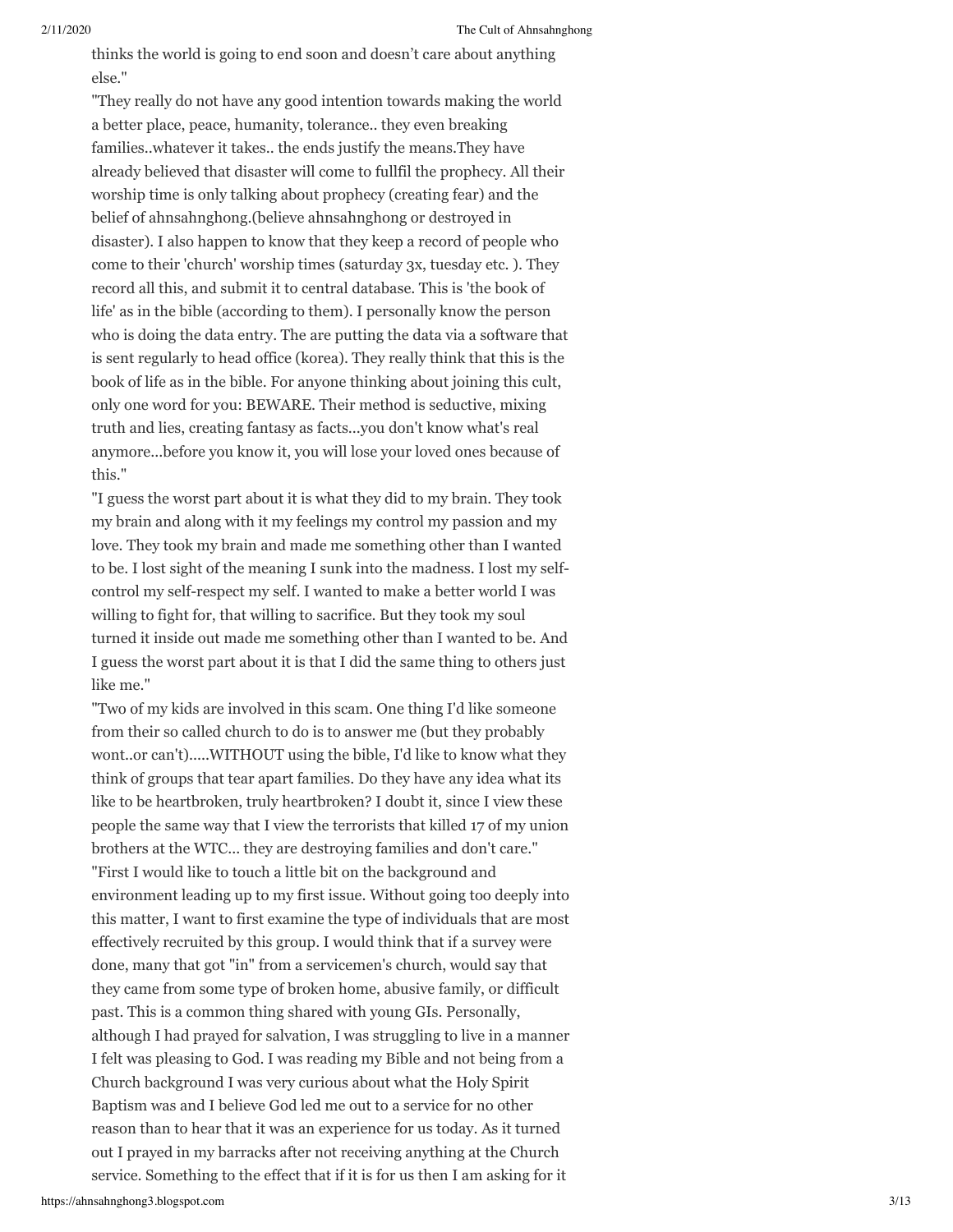thinks the world is going to end soon and doesn't care about anything else."

"They really do not have any good intention towards making the world a better place, peace, humanity, tolerance.. they even breaking families..whatever it takes.. the ends justify the means.They have already believed that disaster will come to fullfil the prophecy. All their worship time is only talking about prophecy (creating fear) and the belief of ahnsahnghong.(believe ahnsahnghong or destroyed in disaster). I also happen to know that they keep a record of people who come to their 'church' worship times (saturday 3x, tuesday etc. ). They record all this, and submit it to central database. This is 'the book of life' as in the bible (according to them). I personally know the person who is doing the data entry. The are putting the data via a software that is sent regularly to head office (korea). They really think that this is the book of life as in the bible. For anyone thinking about joining this cult, only one word for you: BEWARE. Their method is seductive, mixing truth and lies, creating fantasy as facts...you don't know what's real anymore...before you know it, you will lose your loved ones because of this."

"I guess the worst part about it is what they did to my brain. They took my brain and along with it my feelings my control my passion and my love. They took my brain and made me something other than I wanted to be. I lost sight of the meaning I sunk into the madness. I lost my self-control my self-respect my self. I wanted to make a better world I was willing to fight for, that willing to sacrifice. But they took my soul turned it inside out made me something other than I wanted to be. And I guess the worst part about it is that I did the same thing to others just like me."

"Two of my kids are involved in this scam. One thing I'd like someone from their so called church to do is to answer me (but they probably wont..or can't).....WITHOUT using the bible, I'd like to know what they think of groups that tear apart families. Do they have any idea what its like to be heartbroken, truly heartbroken? I doubt it, since I view these people the same way that I view the terrorists that killed 17 of my union brothers at the WTC... they are destroying families and don't care."

"First I would like to touch a little bit on the background and environment leading up to my first issue. Without going too deeply into this matter, I want to first examine the type of individuals that are most effectively recruited by this group. I would think that if a survey were done, many that got "in" from a servicemen's church, would say that they came from some type of broken home, abusive family, or difficult past. This is a common thing shared with young GIs. Personally, although I had prayed for salvation, I was struggling to live in a manner I felt was pleasing to God. I was reading my Bible and not being from a Church background I was very curious about what the Holy Spirit Baptism was and I believe God led me out to a service for no other reason than to hear that it was an experience for us today. As it turned out I prayed in my barracks after not receiving anything at the Church service. Something to the effect that if it is for us then I am asking for it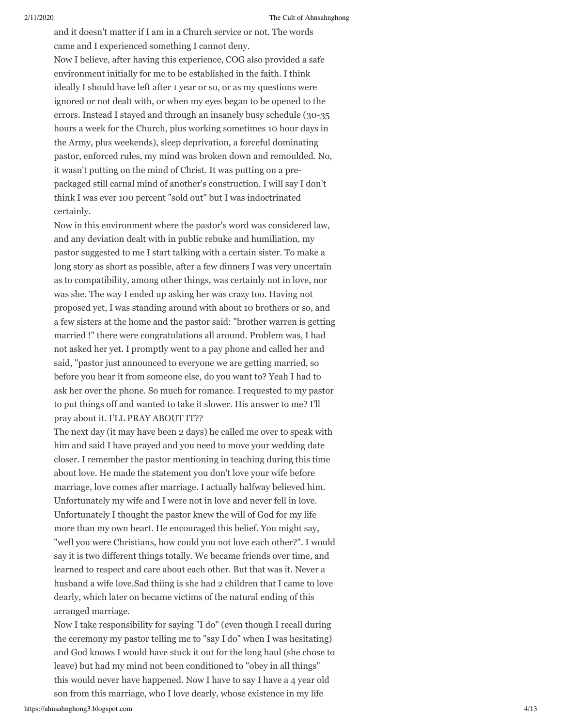and it doesn't matter if I am in a Church service or not. The words came and I experienced something I cannot deny.

Now I believe, after having this experience, COG also provided a safe environment initially for me to be established in the faith. I think ideally I should have left after 1 year or so, or as my questions were ignored or not dealt with, or when my eyes began to be opened to the errors. Instead I stayed and through an insanely busy schedule (30-35 hours a week for the Church, plus working sometimes 10 hour days in the Army, plus weekends), sleep deprivation, a forceful dominating pastor, enforced rules, my mind was broken down and remoulded. No, it wasn't putting on the mind of Christ. It was putting on a pre-packaged still carnal mind of another's construction. I will say I don't think I was ever 100 percent "sold out" but I was indoctrinated certainly.

Now in this environment where the pastor's word was considered law, and any deviation dealt with in public rebuke and humiliation, my pastor suggested to me I start talking with a certain sister. To make a long story as short as possible, after a few dinners I was very uncertain as to compatibility, among other things, was certainly not in love, nor was she. The way I ended up asking her was crazy too. Having not proposed yet, I was standing around with about 10 brothers or so, and a few sisters at the home and the pastor said: "brother warren is getting married !" there were congratulations all around. Problem was, I had not asked her yet. I promptly went to a pay phone and called her and said, "pastor just announced to everyone we are getting married, so before you hear it from someone else, do you want to? Yeah I had to ask her over the phone. So much for romance. I requested to my pastor to put things off and wanted to take it slower. His answer to me? I'll pray about it. I'LL PRAY ABOUT IT??

The next day (it may have been 2 days) he called me over to speak with him and said I have prayed and you need to move your wedding date closer. I remember the pastor mentioning in teaching during this time about love. He made the statement you don't love your wife before marriage, love comes after marriage. I actually halfway believed him. Unfortunately my wife and I were not in love and never fell in love. Unfortunately I thought the pastor knew the will of God for my life more than my own heart. He encouraged this belief. You might say, "well you were Christians, how could you not love each other?". I would say it is two different things totally. We became friends over time, and learned to respect and care about each other. But that was it. Never a husband a wife love.Sad thiing is she had 2 children that I came to love dearly, which later on became victims of the natural ending of this arranged marriage.

Now I take responsibility for saying "I do" (even though I recall during the ceremony my pastor telling me to "say I do" when I was hesitating) and God knows I would have stuck it out for the long haul (she chose to leave) but had my mind not been conditioned to "obey in all things" this would never have happened. Now I have to say I have a 4 year old son from this marriage, who I love dearly, whose existence in my life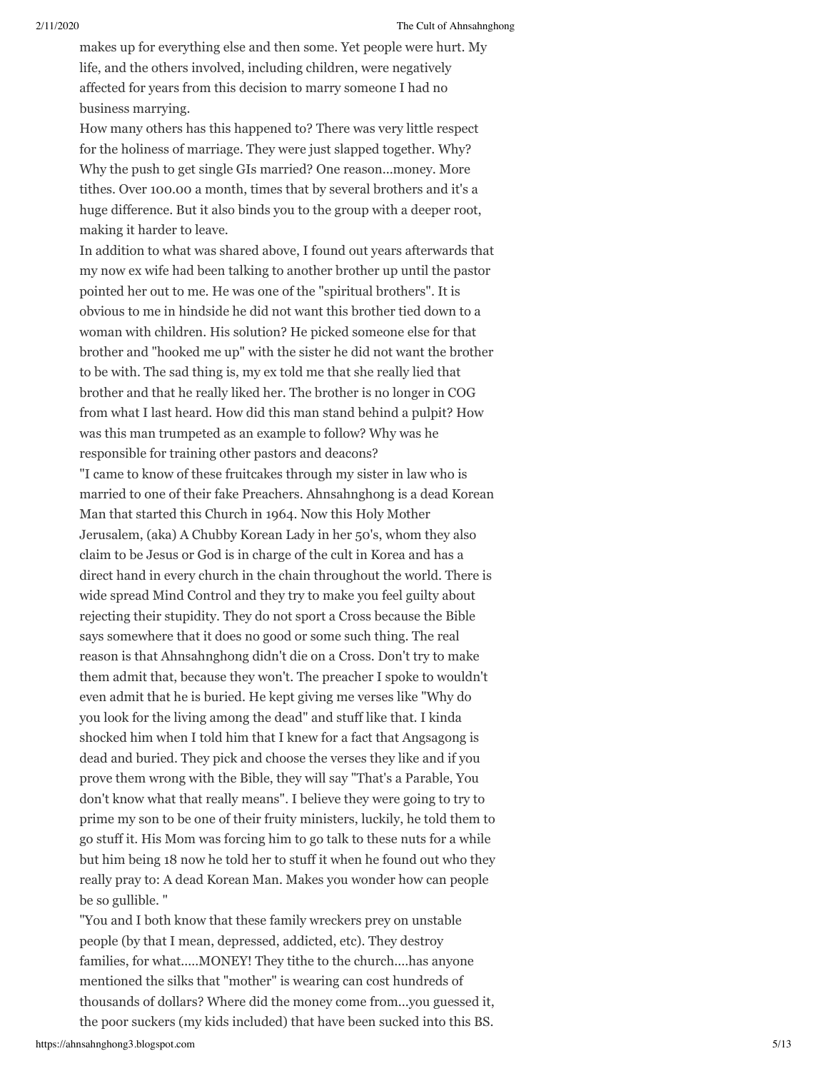makes up for everything else and then some. Yet people were hurt. My life, and the others involved, including children, were negatively affected for years from this decision to marry someone I had no business marrying.

How many others has this happened to? There was very little respect for the holiness of marriage. They were just slapped together. Why? Why the push to get single GIs married? One reason...money. More tithes. Over 100.00 a month, times that by several brothers and it's a huge difference. But it also binds you to the group with a deeper root, making it harder to leave.

In addition to what was shared above, I found out years afterwards that my now ex wife had been talking to another brother up until the pastor pointed her out to me. He was one of the "spiritual brothers". It is obvious to me in hindside he did not want this brother tied down to a woman with children. His solution? He picked someone else for that brother and "hooked me up" with the sister he did not want the brother to be with. The sad thing is, my ex told me that she really lied that brother and that he really liked her. The brother is no longer in COG from what I last heard. How did this man stand behind a pulpit? How was this man trumpeted as an example to follow? Why was he responsible for training other pastors and deacons?

"I came to know of these fruitcakes through my sister in law who is married to one of their fake Preachers. Ahnsahnghong is a dead Korean Man that started this Church in 1964. Now this Holy Mother Jerusalem, (aka) A Chubby Korean Lady in her 50's, whom they also claim to be Jesus or God is in charge of the cult in Korea and has a direct hand in every church in the chain throughout the world. There is wide spread Mind Control and they try to make you feel guilty about rejecting their stupidity. They do not sport a Cross because the Bible says somewhere that it does no good or some such thing. The real reason is that Ahnsahnghong didn't die on a Cross. Don't try to make them admit that, because they won't. The preacher I spoke to wouldn't even admit that he is buried. He kept giving me verses like "Why do you look for the living among the dead" and stuff like that. I kinda shocked him when I told him that I knew for a fact that Angsagong is dead and buried. They pick and choose the verses they like and if you prove them wrong with the Bible, they will say "That's a Parable, You don't know what that really means". I believe they were going to try to prime my son to be one of their fruity ministers, luckily, he told them to go stuff it. His Mom was forcing him to go talk to these nuts for a while but him being 18 now he told her to stuff it when he found out who they really pray to: A dead Korean Man. Makes you wonder how can people be so gullible. "

"You and I both know that these family wreckers prey on unstable people (by that I mean, depressed, addicted, etc). They destroy families, for what.....MONEY! They tithe to the church....has anyone mentioned the silks that "mother" is wearing can cost hundreds of thousands of dollars? Where did the money come from...you guessed it, the poor suckers (my kids included) that have been sucked into this BS.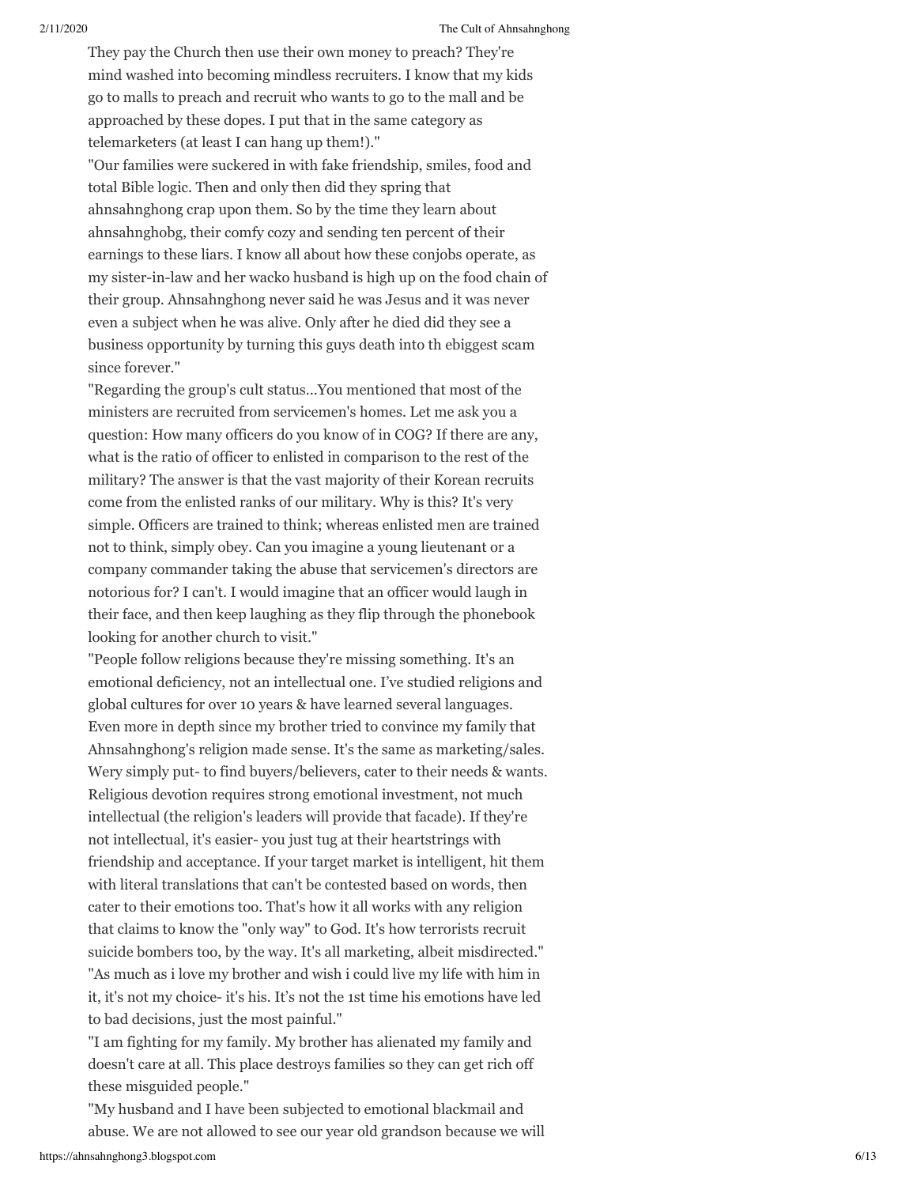They pay the Church then use their own money to preach? They're mind washed into becoming mindless recruiters. I know that my kids go to malls to preach and recruit who wants to go to the mall and be approached by these dopes. I put that in the same category as telemarketers (at least I can hang up them!)."

"Our families were suckered in with fake friendship, smiles, food and total Bible logic. Then and only then did they spring that ahnsahnghong crap upon them. So by the time they learn about ahnsahnghobg, their comfy cozy and sending ten percent of their earnings to these liars. I know all about how these conjobs operate, as my sister-in-law and her wacko husband is high up on the food chain of their group. Ahnsahnghong never said he was Jesus and it was never even a subject when he was alive. Only after he died did they see a business opportunity by turning this guys death into th ebiggest scam since forever."

"Regarding the group's cult status...You mentioned that most of the ministers are recruited from servicemen's homes. Let me ask you a question: How many officers do you know of in COG? If there are any, what is the ratio of officer to enlisted in comparison to the rest of the military? The answer is that the vast majority of their Korean recruits come from the enlisted ranks of our military. Why is this? It's very simple. Officers are trained to think; whereas enlisted men are trained not to think, simply obey. Can you imagine a young lieutenant or a company commander taking the abuse that servicemen's directors are notorious for? I can't. I would imagine that an officer would laugh in their face, and then keep laughing as they flip through the phonebook looking for another church to visit."

"People follow religions because they're missing something. It's an emotional deficiency, not an intellectual one. I've studied religions and global cultures for over 10 years & have learned several languages. Even more in depth since my brother tried to convince my family that Ahnsahnghong's religion made sense. It's the same as marketing/sales. Wery simply put- to find buyers/believers, cater to their needs & wants. Religious devotion requires strong emotional investment, not much intellectual (the religion's leaders will provide that facade). If they're not intellectual, it's easier- you just tug at their heartstrings with friendship and acceptance. If your target market is intelligent, hit them with literal translations that can't be contested based on words, then cater to their emotions too. That's how it all works with any religion that claims to know the "only way" to God. It's how terrorists recruit suicide bombers too, by the way. It's all marketing, albeit misdirected."

"As much as i love my brother and wish i could live my life with him in it, it's not my choice- it's his. It's not the 1st time his emotions have led to bad decisions, just the most painful."

"I am fighting for my family. My brother has alienated my family and doesn't care at all. This place destroys families so they can get rich off these misguided people."

"My husband and I have been subjected to emotional blackmail and abuse. We are not allowed to see our year old grandson because we will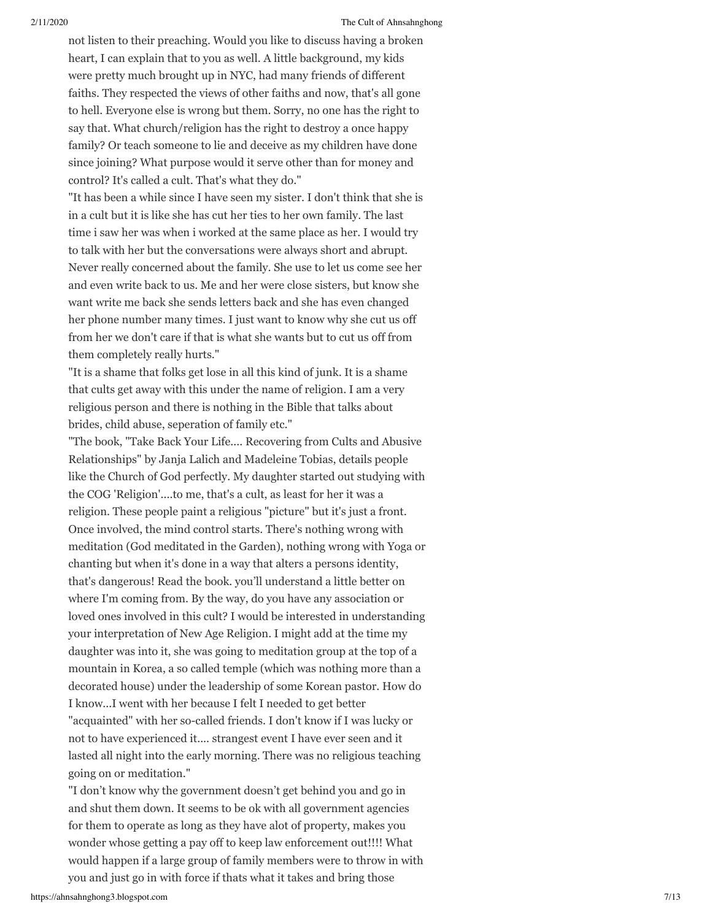not listen to their preaching. Would you like to discuss having a broken heart, I can explain that to you as well. A little background, my kids were pretty much brought up in NYC, had many friends of different faiths. They respected the views of other faiths and now, that's all gone to hell. Everyone else is wrong but them. Sorry, no one has the right to say that. What church/religion has the right to destroy a once happy family? Or teach someone to lie and deceive as my children have done since joining? What purpose would it serve other than for money and control? It's called a cult. That's what they do."

"It has been a while since I have seen my sister. I don't think that she is in a cult but it is like she has cut her ties to her own family. The last time i saw her was when i worked at the same place as her. I would try to talk with her but the conversations were always short and abrupt. Never really concerned about the family. She use to let us come see her and even write back to us. Me and her were close sisters, but know she want write me back she sends letters back and she has even changed her phone number many times. I just want to know why she cut us off from her we don't care if that is what she wants but to cut us off from them completely really hurts."

"It is a shame that folks get lose in all this kind of junk. It is a shame that cults get away with this under the name of religion. I am a very religious person and there is nothing in the Bible that talks about brides, child abuse, seperation of family etc."

"The book, "Take Back Your Life.... Recovering from Cults and Abusive Relationships" by Janja Lalich and Madeleine Tobias, details people like the Church of God perfectly. My daughter started out studying with the COG 'Religion'....to me, that's a cult, as least for her it was a religion. These people paint a religious "picture" but it's just a front. Once involved, the mind control starts. There's nothing wrong with meditation (God meditated in the Garden), nothing wrong with Yoga or chanting but when it's done in a way that alters a persons identity, that's dangerous! Read the book. you'll understand a little better on where I'm coming from. By the way, do you have any association or loved ones involved in this cult? I would be interested in understanding your interpretation of New Age Religion. I might add at the time my daughter was into it, she was going to meditation group at the top of a mountain in Korea, a so called temple (which was nothing more than a decorated house) under the leadership of some Korean pastor. How do I know...I went with her because I felt I needed to get better "acquainted" with her so-called friends. I don't know if I was lucky or not to have experienced it.... strangest event I have ever seen and it lasted all night into the early morning. There was no religious teaching going on or meditation."

"I don't know why the government doesn't get behind you and go in and shut them down. It seems to be ok with all government agencies for them to operate as long as they have alot of property, makes you wonder whose getting a pay off to keep law enforcement out!!!! What would happen if a large group of family members were to throw in with you and just go in with force if thats what it takes and bring those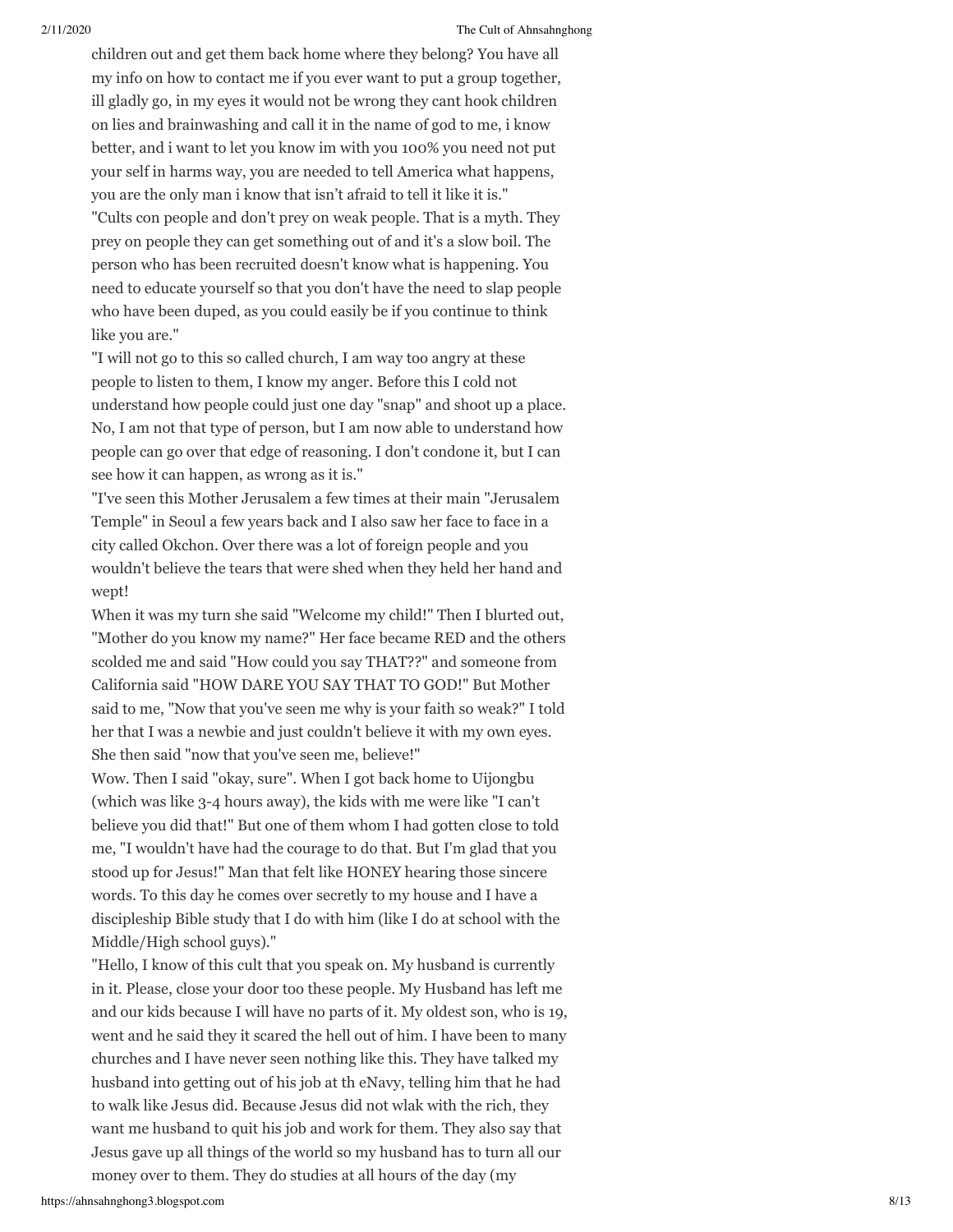children out and get them back home where they belong? You have all my info on how to contact me if you ever want to put a group together, ill gladly go, in my eyes it would not be wrong they cant hook children on lies and brainwashing and call it in the name of god to me, i know better, and i want to let you know im with you 100% you need not put your self in harms way, you are needed to tell America what happens, you are the only man i know that isn't afraid to tell it like it is."

"Cults con people and don't prey on weak people. That is a myth. They prey on people they can get something out of and it's a slow boil. The person who has been recruited doesn't know what is happening. You need to educate yourself so that you don't have the need to slap people who have been duped, as you could easily be if you continue to think like you are."

"I will not go to this so called church, I am way too angry at these people to listen to them, I know my anger. Before this I cold not understand how people could just one day "snap" and shoot up a place. No, I am not that type of person, but I am now able to understand how people can go over that edge of reasoning. I don't condone it, but I can see how it can happen, as wrong as it is."

"I've seen this Mother Jerusalem a few times at their main "Jerusalem Temple" in Seoul a few years back and I also saw her face to face in a city called Okchon. Over there was a lot of foreign people and you wouldn't believe the tears that were shed when they held her hand and wept!

When it was my turn she said "Welcome my child!" Then I blurted out, "Mother do you know my name?" Her face became RED and the others scolded me and said "How could you say THAT??" and someone from California said "HOW DARE YOU SAY THAT TO GOD!" But Mother said to me, "Now that you've seen me why is your faith so weak?" I told her that I was a newbie and just couldn't believe it with my own eyes. She then said "now that you've seen me, believe!"

Wow. Then I said "okay, sure". When I got back home to Uijongbu (which was like 3-4 hours away), the kids with me were like "I can't believe you did that!" But one of them whom I had gotten close to told me, "I wouldn't have had the courage to do that. But I'm glad that you stood up for Jesus!" Man that felt like HONEY hearing those sincere words. To this day he comes over secretly to my house and I have a discipleship Bible study that I do with him (like I do at school with the Middle/High school guys)."

"Hello, I know of this cult that you speak on. My husband is currently in it. Please, close your door too these people. My Husband has left me and our kids because I will have no parts of it. My oldest son, who is 19, went and he said they it scared the hell out of him. I have been to many churches and I have never seen nothing like this. They have talked my husband into getting out of his job at th eNavy, telling him that he had to walk like Jesus did. Because Jesus did not wlak with the rich, they want me husband to quit his job and work for them. They also say that Jesus gave up all things of the world so my husband has to turn all our money over to them. They do studies at all hours of the day (my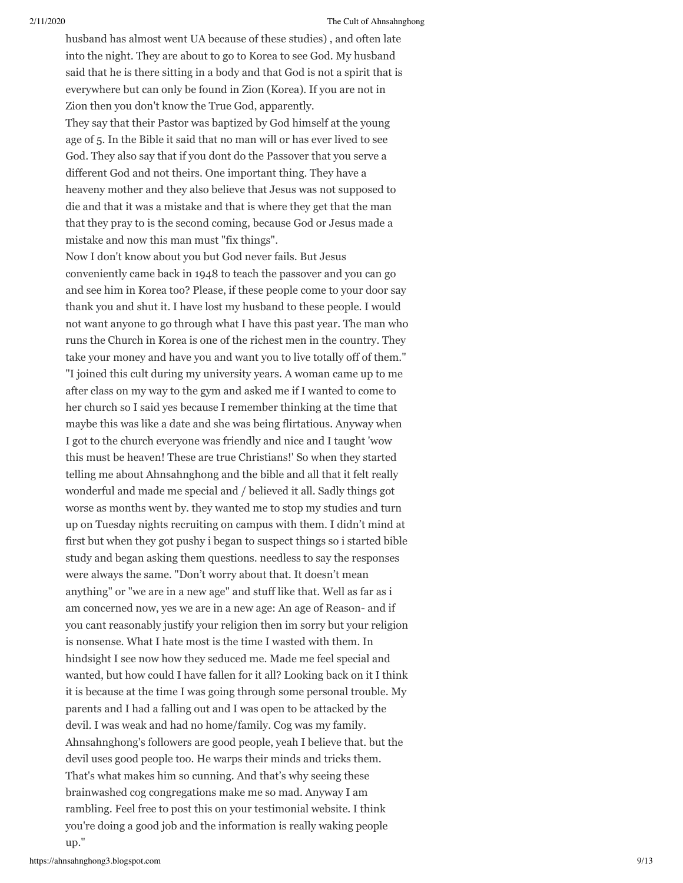husband has almost went UA because of these studies) , and often late into the night. They are about to go to Korea to see God. My husband said that he is there sitting in a body and that God is not a spirit that is everywhere but can only be found in Zion (Korea). If you are not in Zion then you don't know the True God, apparently.
They say that their Pastor was baptized by God himself at the young age of 5. In the Bible it said that no man will or has ever lived to see God. They also say that if you dont do the Passover that you serve a different God and not theirs. One important thing. They have a heaveny mother and they also believe that Jesus was not supposed to die and that it was a mistake and that is where they get that the man that they pray to is the second coming, because God or Jesus made a mistake and now this man must "fix things".
Now I don't know about you but God never fails. But Jesus conveniently came back in 1948 to teach the passover and you can go and see him in Korea too? Please, if these people come to your door say thank you and shut it. I have lost my husband to these people. I would not want anyone to go through what I have this past year. The man who runs the Church in Korea is one of the richest men in the country. They take your money and have you and want you to live totally off of them."
"I joined this cult during my university years. A woman came up to me after class on my way to the gym and asked me if I wanted to come to her church so I said yes because I remember thinking at the time that maybe this was like a date and she was being flirtatious. Anyway when I got to the church everyone was friendly and nice and I taught 'wow this must be heaven! These are true Christians!' So when they started telling me about Ahnsahnghong and the bible and all that it felt really wonderful and made me special and / believed it all. Sadly things got worse as months went by. they wanted me to stop my studies and turn up on Tuesday nights recruiting on campus with them. I didn't mind at first but when they got pushy i began to suspect things so i started bible study and began asking them questions. needless to say the responses were always the same. "Don't worry about that. It doesn't mean anything" or "we are in a new age" and stuff like that. Well as far as i am concerned now, yes we are in a new age: An age of Reason- and if you cant reasonably justify your religion then im sorry but your religion is nonsense. What I hate most is the time I wasted with them. In hindsight I see now how they seduced me. Made me feel special and wanted, but how could I have fallen for it all? Looking back on it I think it is because at the time I was going through some personal trouble. My parents and I had a falling out and I was open to be attacked by the devil. I was weak and had no home/family. Cog was my family. Ahnsahnghong's followers are good people, yeah I believe that. but the devil uses good people too. He warps their minds and tricks them. That's what makes him so cunning. And that's why seeing these brainwashed cog congregations make me so mad. Anyway I am rambling. Feel free to post this on your testimonial website. I think you're doing a good job and the information is really waking people up."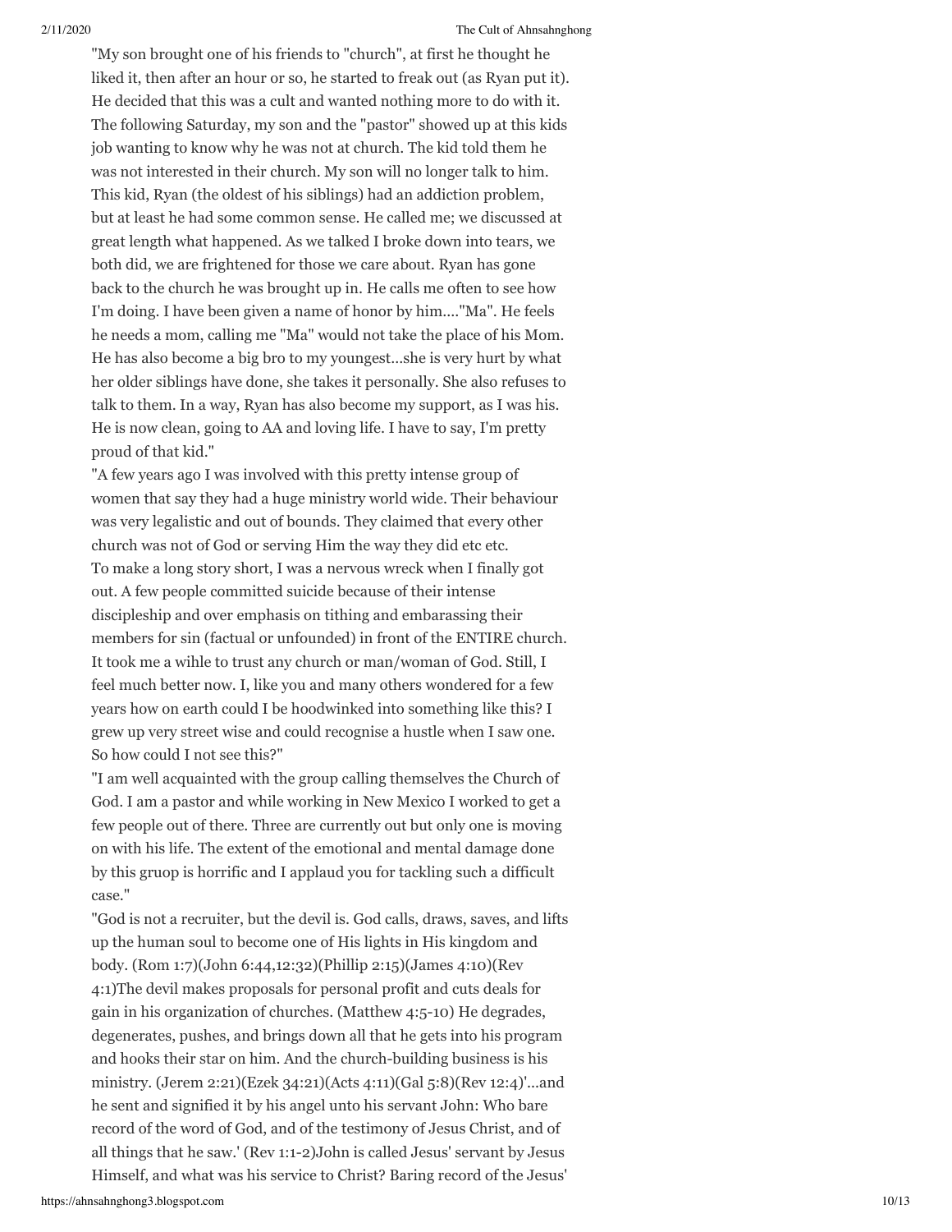"My son brought one of his friends to "church", at first he thought he liked it, then after an hour or so, he started to freak out (as Ryan put it). He decided that this was a cult and wanted nothing more to do with it. The following Saturday, my son and the "pastor" showed up at this kids job wanting to know why he was not at church. The kid told them he was not interested in their church. My son will no longer talk to him. This kid, Ryan (the oldest of his siblings) had an addiction problem, but at least he had some common sense. He called me; we discussed at great length what happened. As we talked I broke down into tears, we both did, we are frightened for those we care about. Ryan has gone back to the church he was brought up in. He calls me often to see how I'm doing. I have been given a name of honor by him...."Ma". He feels he needs a mom, calling me "Ma" would not take the place of his Mom. He has also become a big bro to my youngest...she is very hurt by what her older siblings have done, she takes it personally. She also refuses to talk to them. In a way, Ryan has also become my support, as I was his. He is now clean, going to AA and loving life. I have to say, I'm pretty proud of that kid."

"A few years ago I was involved with this pretty intense group of women that say they had a huge ministry world wide. Their behaviour was very legalistic and out of bounds. They claimed that every other church was not of God or serving Him the way they did etc etc.
To make a long story short, I was a nervous wreck when I finally got out. A few people committed suicide because of their intense discipleship and over emphasis on tithing and embarassing their members for sin (factual or unfounded) in front of the ENTIRE church. It took me a wihle to trust any church or man/woman of God. Still, I feel much better now. I, like you and many others wondered for a few years how on earth could I be hoodwinked into something like this? I grew up very street wise and could recognise a hustle when I saw one. So how could I not see this?"

"I am well acquainted with the group calling themselves the Church of God. I am a pastor and while working in New Mexico I worked to get a few people out of there. Three are currently out but only one is moving on with his life. The extent of the emotional and mental damage done by this gruop is horrific and I applaud you for tackling such a difficult case."

"God is not a recruiter, but the devil is. God calls, draws, saves, and lifts up the human soul to become one of His lights in His kingdom and body. (Rom 1:7)(John 6:44,12:32)(Phillip 2:15)(James 4:10)(Rev 4:1)The devil makes proposals for personal profit and cuts deals for gain in his organization of churches. (Matthew 4:5-10) He degrades, degenerates, pushes, and brings down all that he gets into his program and hooks their star on him. And the church-building business is his ministry. (Jerem 2:21)(Ezek 34:21)(Acts 4:11)(Gal 5:8)(Rev 12:4)'...and he sent and signified it by his angel unto his servant John: Who bare record of the word of God, and of the testimony of Jesus Christ, and of all things that he saw.' (Rev 1:1-2)John is called Jesus' servant by Jesus Himself, and what was his service to Christ? Baring record of the Jesus'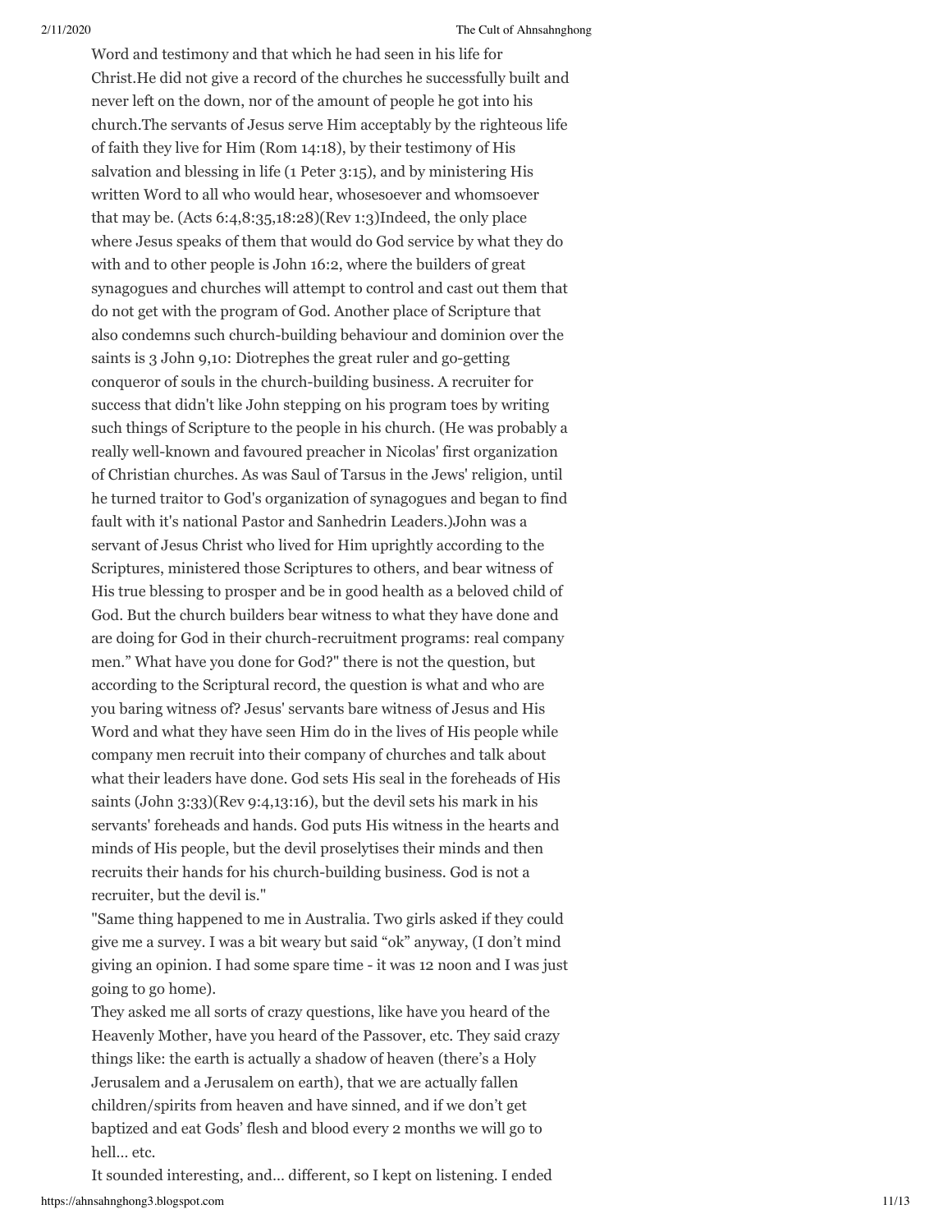Word and testimony and that which he had seen in his life for Christ.He did not give a record of the churches he successfully built and never left on the down, nor of the amount of people he got into his church.The servants of Jesus serve Him acceptably by the righteous life of faith they live for Him (Rom 14:18), by their testimony of His salvation and blessing in life (1 Peter 3:15), and by ministering His written Word to all who would hear, whosesoever and whomsoever that may be. (Acts 6:4,8:35,18:28)(Rev 1:3)Indeed, the only place where Jesus speaks of them that would do God service by what they do with and to other people is John 16:2, where the builders of great synagogues and churches will attempt to control and cast out them that do not get with the program of God. Another place of Scripture that also condemns such church-building behaviour and dominion over the saints is 3 John 9,10: Diotrephes the great ruler and go-getting conqueror of souls in the church-building business. A recruiter for success that didn't like John stepping on his program toes by writing such things of Scripture to the people in his church. (He was probably a really well-known and favoured preacher in Nicolas' first organization of Christian churches. As was Saul of Tarsus in the Jews' religion, until he turned traitor to God's organization of synagogues and began to find fault with it's national Pastor and Sanhedrin Leaders.)John was a servant of Jesus Christ who lived for Him uprightly according to the Scriptures, ministered those Scriptures to others, and bear witness of His true blessing to prosper and be in good health as a beloved child of God. But the church builders bear witness to what they have done and are doing for God in their church-recruitment programs: real company men." What have you done for God?" there is not the question, but according to the Scriptural record, the question is what and who are you baring witness of? Jesus' servants bare witness of Jesus and His Word and what they have seen Him do in the lives of His people while company men recruit into their company of churches and talk about what their leaders have done. God sets His seal in the foreheads of His saints (John 3:33)(Rev 9:4,13:16), but the devil sets his mark in his servants' foreheads and hands. God puts His witness in the hearts and minds of His people, but the devil proselytises their minds and then recruits their hands for his church-building business. God is not a recruiter, but the devil is."

"Same thing happened to me in Australia. Two girls asked if they could give me a survey. I was a bit weary but said "ok" anyway, (I don't mind giving an opinion. I had some spare time - it was 12 noon and I was just going to go home).

They asked me all sorts of crazy questions, like have you heard of the Heavenly Mother, have you heard of the Passover, etc. They said crazy things like: the earth is actually a shadow of heaven (there's a Holy Jerusalem and a Jerusalem on earth), that we are actually fallen children/spirits from heaven and have sinned, and if we don't get baptized and eat Gods' flesh and blood every 2 months we will go to hell... etc.

It sounded interesting, and... different, so I kept on listening. I ended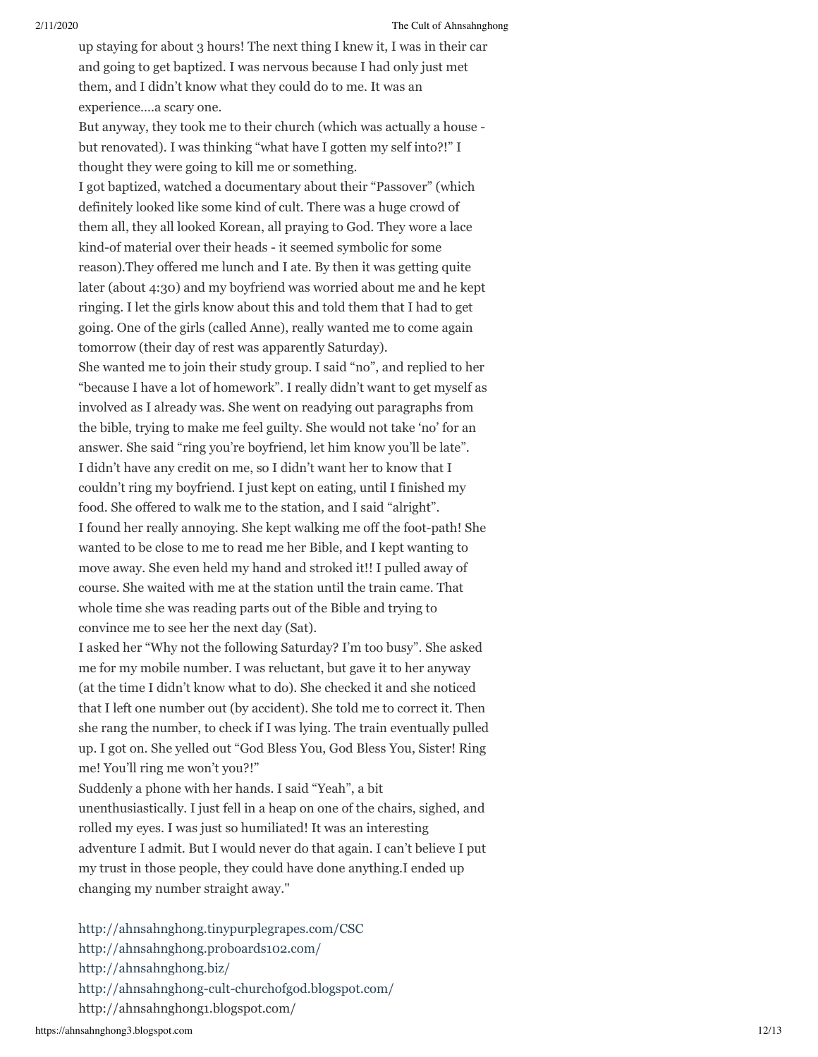up staying for about 3 hours! The next thing I knew it, I was in their car and going to get baptized. I was nervous because I had only just met them, and I didn't know what they could do to me. It was an experience….a scary one.

But anyway, they took me to their church (which was actually a house - but renovated). I was thinking "what have I gotten my self into?!" I thought they were going to kill me or something.

I got baptized, watched a documentary about their "Passover" (which definitely looked like some kind of cult. There was a huge crowd of them all, they all looked Korean, all praying to God. They wore a lace kind-of material over their heads - it seemed symbolic for some reason).They offered me lunch and I ate. By then it was getting quite later (about 4:30) and my boyfriend was worried about me and he kept ringing. I let the girls know about this and told them that I had to get going. One of the girls (called Anne), really wanted me to come again tomorrow (their day of rest was apparently Saturday).

She wanted me to join their study group. I said "no", and replied to her "because I have a lot of homework". I really didn't want to get myself as involved as I already was. She went on readying out paragraphs from the bible, trying to make me feel guilty. She would not take 'no' for an answer. She said "ring you're boyfriend, let him know you'll be late". I didn't have any credit on me, so I didn't want her to know that I couldn't ring my boyfriend. I just kept on eating, until I finished my food. She offered to walk me to the station, and I said "alright".

I found her really annoying. She kept walking me off the foot-path! She wanted to be close to me to read me her Bible, and I kept wanting to move away. She even held my hand and stroked it!! I pulled away of course. She waited with me at the station until the train came. That whole time she was reading parts out of the Bible and trying to convince me to see her the next day (Sat).

I asked her "Why not the following Saturday? I'm too busy". She asked me for my mobile number. I was reluctant, but gave it to her anyway (at the time I didn't know what to do). She checked it and she noticed that I left one number out (by accident). She told me to correct it. Then she rang the number, to check if I was lying. The train eventually pulled up. I got on. She yelled out "God Bless You, God Bless You, Sister! Ring me! You'll ring me won't you?!"

Suddenly a phone with her hands. I said "Yeah", a bit unenthusiastically. I just fell in a heap on one of the chairs, sighed, and rolled my eyes. I was just so humiliated! It was an interesting adventure I admit. But I would never do that again. I can't believe I put my trust in those people, they could have done anything.I ended up changing my number straight away."

http://ahnsahnghong.tinypurplegrapes.com/CSC
http://ahnsahnghong.proboards102.com/
http://ahnsahnghong.biz/
http://ahnsahnghong-cult-churchofgod.blogspot.com/
http://ahnsahnghong1.blogspot.com/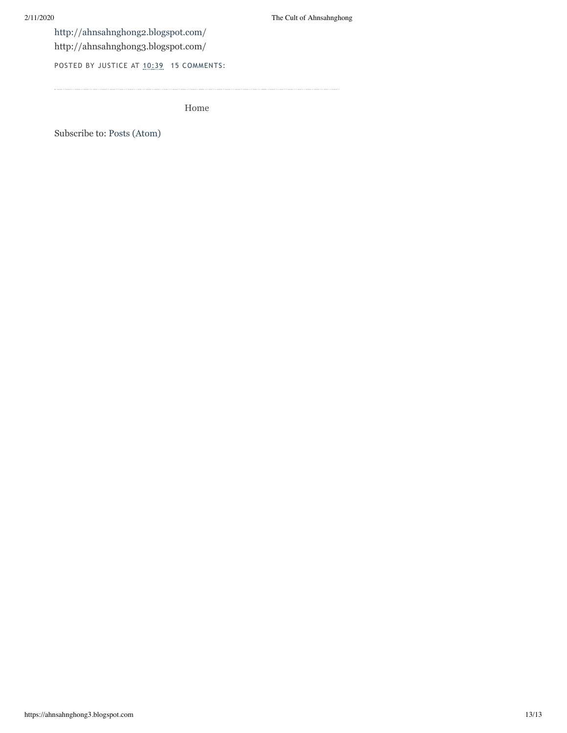http://ahnsahnghong2.blogspot.com/

http://ahnsahnghong3.blogspot.com/

POSTED BY JUSTICE AT 10:39 15 COMMENTS:

---

Home

Subscribe to: Posts (Atom)